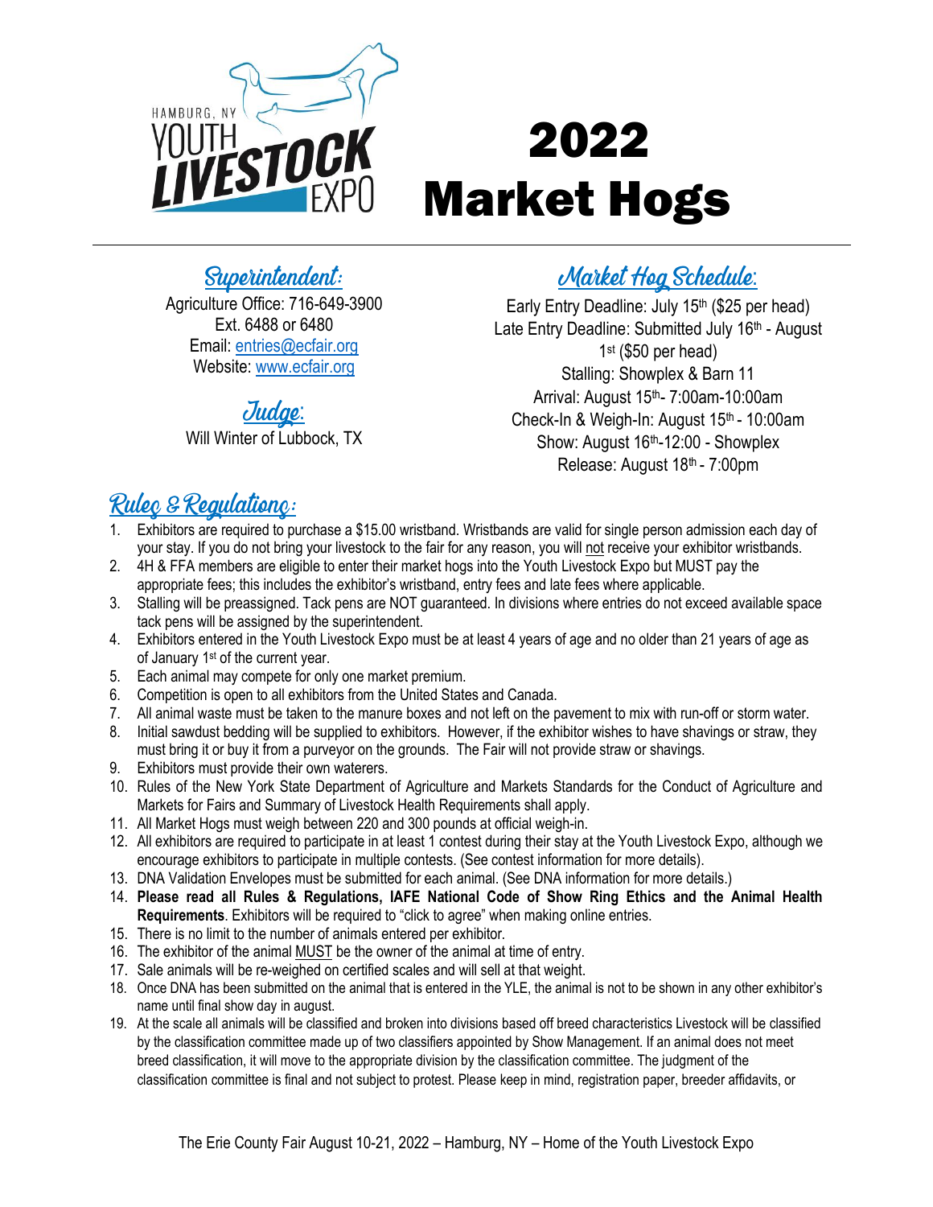HAMBURG, NY YOUTH LIVESTOCK EXPO

# 2022 Market Hogs

## Superintendent:

Agriculture Office: 716-649-3900
Ext. 6488 or 6480
Email: entries@ecfair.org
Website: www.ecfair.org

## Judge:

Will Winter of Lubbock, TX

## Market Hog Schedule:

Early Entry Deadline: July 15th ($25 per head)
Late Entry Deadline: Submitted July 16th - August 1st ($50 per head)
Stalling: Showplex & Barn 11
Arrival: August 15th- 7:00am-10:00am
Check-In & Weigh-In: August 15th - 10:00am
Show: August 16th-12:00 - Showplex
Release: August 18th - 7:00pm

## Rules & Regulations:

1. Exhibitors are required to purchase a $15.00 wristband. Wristbands are valid for single person admission each day of your stay. If you do not bring your livestock to the fair for any reason, you will not receive your exhibitor wristbands.
2. 4H & FFA members are eligible to enter their market hogs into the Youth Livestock Expo but MUST pay the appropriate fees; this includes the exhibitor's wristband, entry fees and late fees where applicable.
3. Stalling will be preassigned. Tack pens are NOT guaranteed. In divisions where entries do not exceed available space tack pens will be assigned by the superintendent.
4. Exhibitors entered in the Youth Livestock Expo must be at least 4 years of age and no older than 21 years of age as of January 1st of the current year.
5. Each animal may compete for only one market premium.
6. Competition is open to all exhibitors from the United States and Canada.
7. All animal waste must be taken to the manure boxes and not left on the pavement to mix with run-off or storm water.
8. Initial sawdust bedding will be supplied to exhibitors. However, if the exhibitor wishes to have shavings or straw, they must bring it or buy it from a purveyor on the grounds. The Fair will not provide straw or shavings.
9. Exhibitors must provide their own waterers.
10. Rules of the New York State Department of Agriculture and Markets Standards for the Conduct of Agriculture and Markets for Fairs and Summary of Livestock Health Requirements shall apply.
11. All Market Hogs must weigh between 220 and 300 pounds at official weigh-in.
12. All exhibitors are required to participate in at least 1 contest during their stay at the Youth Livestock Expo, although we encourage exhibitors to participate in multiple contests. (See contest information for more details).
13. DNA Validation Envelopes must be submitted for each animal. (See DNA information for more details.)
14. **Please read all Rules & Regulations, IAFE National Code of Show Ring Ethics and the Animal Health Requirements**. Exhibitors will be required to "click to agree" when making online entries.
15. There is no limit to the number of animals entered per exhibitor.
16. The exhibitor of the animal MUST be the owner of the animal at time of entry.
17. Sale animals will be re-weighed on certified scales and will sell at that weight.
18. Once DNA has been submitted on the animal that is entered in the YLE, the animal is not to be shown in any other exhibitor's name until final show day in august.
19. At the scale all animals will be classified and broken into divisions based off breed characteristics Livestock will be classified by the classification committee made up of two classifiers appointed by Show Management. If an animal does not meet breed classification, it will move to the appropriate division by the classification committee. The judgment of the classification committee is final and not subject to protest. Please keep in mind, registration paper, breeder affidavits, or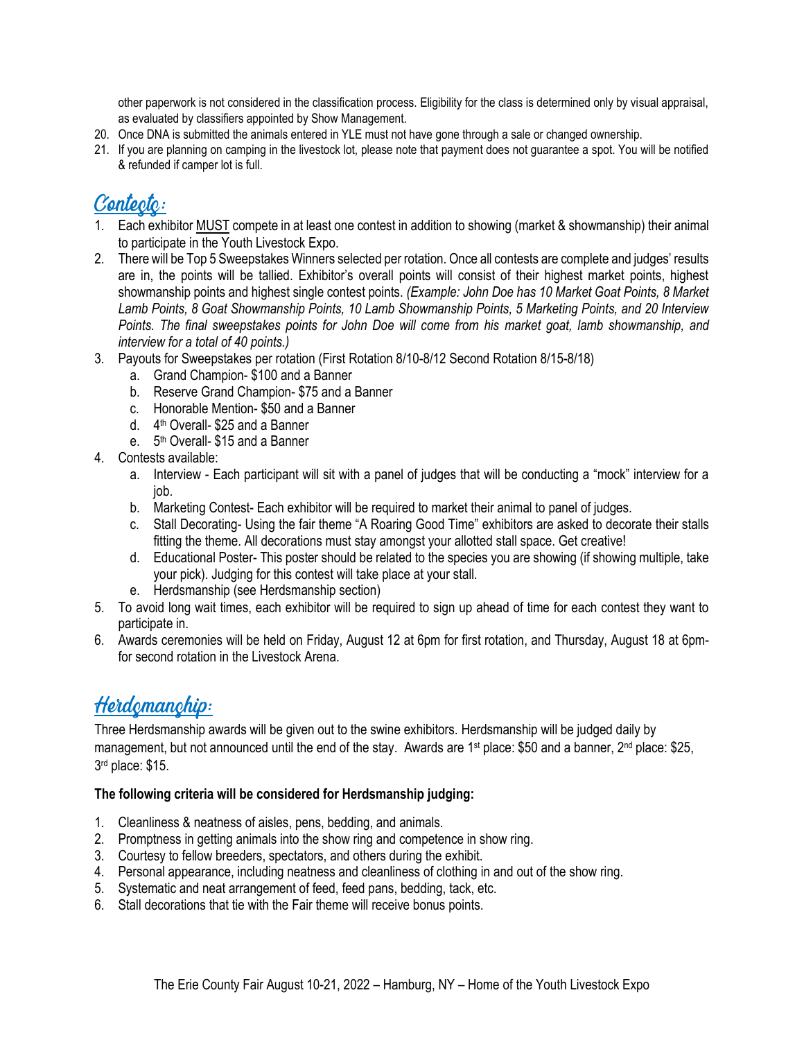other paperwork is not considered in the classification process. Eligibility for the class is determined only by visual appraisal, as evaluated by classifiers appointed by Show Management.

20. Once DNA is submitted the animals entered in YLE must not have gone through a sale or changed ownership.
21. If you are planning on camping in the livestock lot, please note that payment does not guarantee a spot. You will be notified & refunded if camper lot is full.

## Contests:

1. Each exhibitor MUST compete in at least one contest in addition to showing (market & showmanship) their animal to participate in the Youth Livestock Expo.
2. There will be Top 5 Sweepstakes Winners selected per rotation. Once all contests are complete and judges' results are in, the points will be tallied. Exhibitor's overall points will consist of their highest market points, highest showmanship points and highest single contest points. *(Example: John Doe has 10 Market Goat Points, 8 Market Lamb Points, 8 Goat Showmanship Points, 10 Lamb Showmanship Points, 5 Marketing Points, and 20 Interview Points. The final sweepstakes points for John Doe will come from his market goat, lamb showmanship, and interview for a total of 40 points.)*
3. Payouts for Sweepstakes per rotation (First Rotation 8/10-8/12 Second Rotation 8/15-8/18)
   a. Grand Champion- $100 and a Banner
   b. Reserve Grand Champion- $75 and a Banner
   c. Honorable Mention- $50 and a Banner
   d. 4th Overall- $25 and a Banner
   e. 5th Overall- $15 and a Banner
4. Contests available:
   a. Interview - Each participant will sit with a panel of judges that will be conducting a "mock" interview for a job.
   b. Marketing Contest- Each exhibitor will be required to market their animal to panel of judges.
   c. Stall Decorating- Using the fair theme "A Roaring Good Time" exhibitors are asked to decorate their stalls fitting the theme. All decorations must stay amongst your allotted stall space. Get creative!
   d. Educational Poster- This poster should be related to the species you are showing (if showing multiple, take your pick). Judging for this contest will take place at your stall.
   e. Herdsmanship (see Herdsmanship section)
5. To avoid long wait times, each exhibitor will be required to sign up ahead of time for each contest they want to participate in.
6. Awards ceremonies will be held on Friday, August 12 at 6pm for first rotation, and Thursday, August 18 at 6pm-for second rotation in the Livestock Arena.

## Herdsmanship:

Three Herdsmanship awards will be given out to the swine exhibitors. Herdsmanship will be judged daily by management, but not announced until the end of the stay. Awards are 1st place: $50 and a banner, 2nd place: $25, 3rd place: $15.

**The following criteria will be considered for Herdsmanship judging:**

1. Cleanliness & neatness of aisles, pens, bedding, and animals.
2. Promptness in getting animals into the show ring and competence in show ring.
3. Courtesy to fellow breeders, spectators, and others during the exhibit.
4. Personal appearance, including neatness and cleanliness of clothing in and out of the show ring.
5. Systematic and neat arrangement of feed, feed pans, bedding, tack, etc.
6. Stall decorations that tie with the Fair theme will receive bonus points.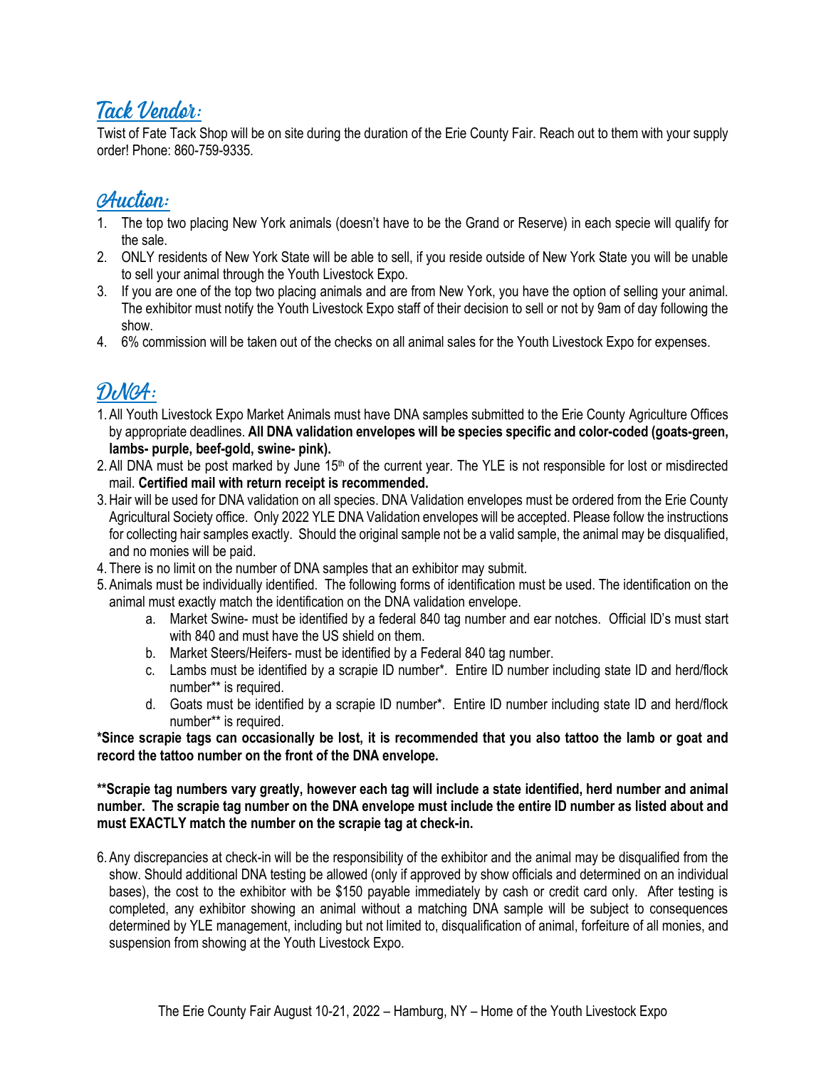## Tack Vendor:

Twist of Fate Tack Shop will be on site during the duration of the Erie County Fair. Reach out to them with your supply order! Phone: 860-759-9335.

## Auction:

1. The top two placing New York animals (doesn't have to be the Grand or Reserve) in each specie will qualify for the sale.
2. ONLY residents of New York State will be able to sell, if you reside outside of New York State you will be unable to sell your animal through the Youth Livestock Expo.
3. If you are one of the top two placing animals and are from New York, you have the option of selling your animal. The exhibitor must notify the Youth Livestock Expo staff of their decision to sell or not by 9am of day following the show.
4. 6% commission will be taken out of the checks on all animal sales for the Youth Livestock Expo for expenses.

## DNA:

1. All Youth Livestock Expo Market Animals must have DNA samples submitted to the Erie County Agriculture Offices by appropriate deadlines. **All DNA validation envelopes will be species specific and color-coded (goats-green, lambs- purple, beef-gold, swine- pink).**
2. All DNA must be post marked by June 15th of the current year. The YLE is not responsible for lost or misdirected mail. **Certified mail with return receipt is recommended.**
3. Hair will be used for DNA validation on all species. DNA Validation envelopes must be ordered from the Erie County Agricultural Society office. Only 2022 YLE DNA Validation envelopes will be accepted. Please follow the instructions for collecting hair samples exactly. Should the original sample not be a valid sample, the animal may be disqualified, and no monies will be paid.
4. There is no limit on the number of DNA samples that an exhibitor may submit.
5. Animals must be individually identified. The following forms of identification must be used. The identification on the animal must exactly match the identification on the DNA validation envelope.
   a. Market Swine- must be identified by a federal 840 tag number and ear notches. Official ID's must start with 840 and must have the US shield on them.
   b. Market Steers/Heifers- must be identified by a Federal 840 tag number.
   c. Lambs must be identified by a scrapie ID number*. Entire ID number including state ID and herd/flock number** is required.
   d. Goats must be identified by a scrapie ID number*. Entire ID number including state ID and herd/flock number** is required.

**\*Since scrapie tags can occasionally be lost, it is recommended that you also tattoo the lamb or goat and record the tattoo number on the front of the DNA envelope.**

**\*\*Scrapie tag numbers vary greatly, however each tag will include a state identified, herd number and animal number. The scrapie tag number on the DNA envelope must include the entire ID number as listed about and must EXACTLY match the number on the scrapie tag at check-in.**

6. Any discrepancies at check-in will be the responsibility of the exhibitor and the animal may be disqualified from the show. Should additional DNA testing be allowed (only if approved by show officials and determined on an individual bases), the cost to the exhibitor with be $150 payable immediately by cash or credit card only. After testing is completed, any exhibitor showing an animal without a matching DNA sample will be subject to consequences determined by YLE management, including but not limited to, disqualification of animal, forfeiture of all monies, and suspension from showing at the Youth Livestock Expo.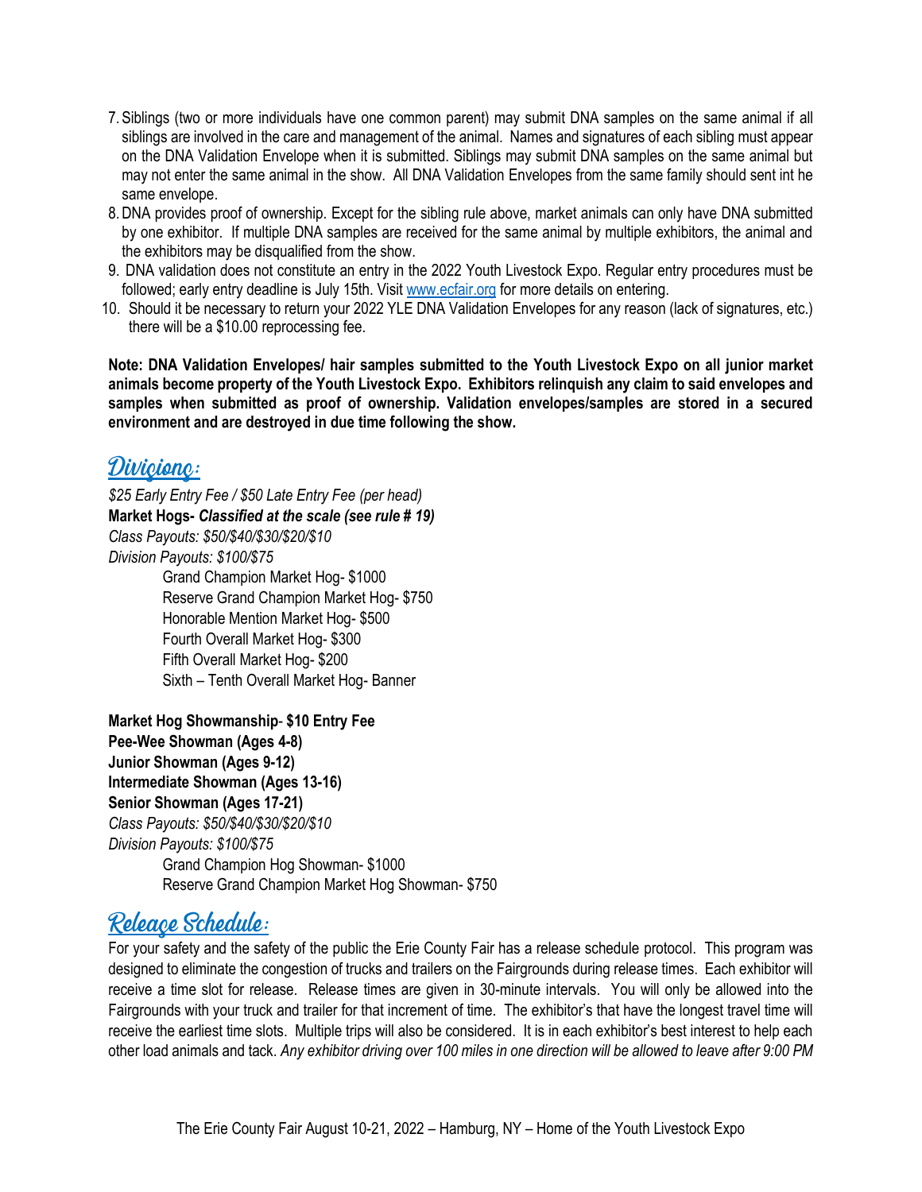7. Siblings (two or more individuals have one common parent) may submit DNA samples on the same animal if all siblings are involved in the care and management of the animal. Names and signatures of each sibling must appear on the DNA Validation Envelope when it is submitted. Siblings may submit DNA samples on the same animal but may not enter the same animal in the show. All DNA Validation Envelopes from the same family should sent int he same envelope.
8. DNA provides proof of ownership. Except for the sibling rule above, market animals can only have DNA submitted by one exhibitor. If multiple DNA samples are received for the same animal by multiple exhibitors, the animal and the exhibitors may be disqualified from the show.
9. DNA validation does not constitute an entry in the 2022 Youth Livestock Expo. Regular entry procedures must be followed; early entry deadline is July 15th. Visit www.ecfair.org for more details on entering.
10. Should it be necessary to return your 2022 YLE DNA Validation Envelopes for any reason (lack of signatures, etc.) there will be a $10.00 reprocessing fee.

**Note: DNA Validation Envelopes/ hair samples submitted to the Youth Livestock Expo on all junior market animals become property of the Youth Livestock Expo. Exhibitors relinquish any claim to said envelopes and samples when submitted as proof of ownership. Validation envelopes/samples are stored in a secured environment and are destroyed in due time following the show.**

## Divisions:

*$25 Early Entry Fee / $50 Late Entry Fee (per head)*
**Market Hogs- *Classified at the scale (see rule # 19)***
*Class Payouts: $50/$40/$30/$20/$10*
*Division Payouts: $100/$75*

- Grand Champion Market Hog- $1000
- Reserve Grand Champion Market Hog- $750
- Honorable Mention Market Hog- $500
- Fourth Overall Market Hog- $300
- Fifth Overall Market Hog- $200
- Sixth – Tenth Overall Market Hog- Banner

**Market Hog Showmanship- $10 Entry Fee**
**Pee-Wee Showman (Ages 4-8)**
**Junior Showman (Ages 9-12)**
**Intermediate Showman (Ages 13-16)**
**Senior Showman (Ages 17-21)**
*Class Payouts: $50/$40/$30/$20/$10*
*Division Payouts: $100/$75*

- Grand Champion Hog Showman- $1000
- Reserve Grand Champion Market Hog Showman- $750

## Release Schedule:

For your safety and the safety of the public the Erie County Fair has a release schedule protocol. This program was designed to eliminate the congestion of trucks and trailers on the Fairgrounds during release times. Each exhibitor will receive a time slot for release. Release times are given in 30-minute intervals. You will only be allowed into the Fairgrounds with your truck and trailer for that increment of time. The exhibitor's that have the longest travel time will receive the earliest time slots. Multiple trips will also be considered. It is in each exhibitor's best interest to help each other load animals and tack. *Any exhibitor driving over 100 miles in one direction will be allowed to leave after 9:00 PM*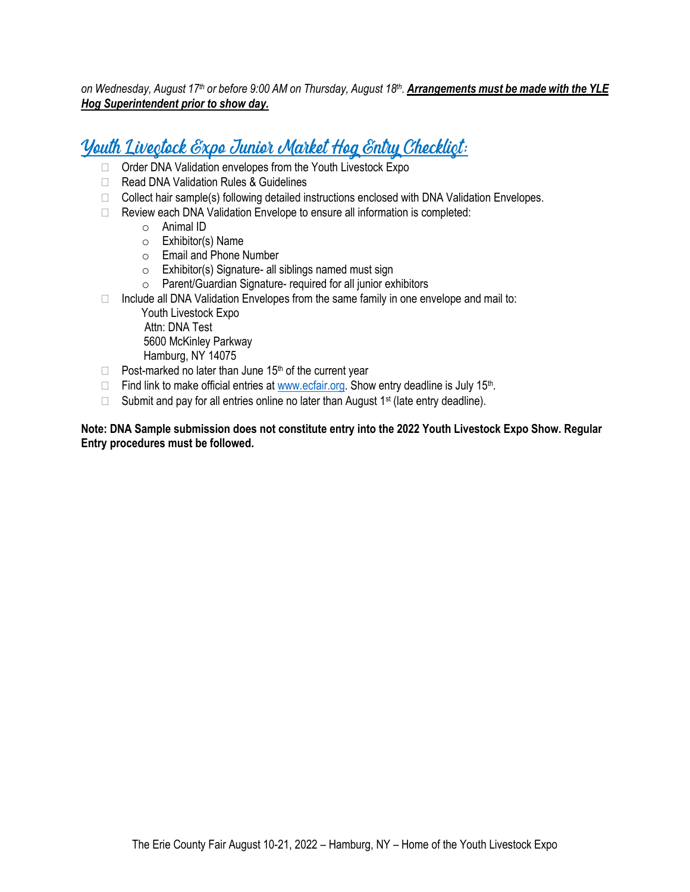*on Wednesday, August 17th or before 9:00 AM on Thursday, August 18th.* ***Arrangements must be made with the YLE Hog Superintendent prior to show day.***

## Youth Livestock Expo Junior Market Hog Entry Checklist:

- ☐ Order DNA Validation envelopes from the Youth Livestock Expo
- ☐ Read DNA Validation Rules & Guidelines
- ☐ Collect hair sample(s) following detailed instructions enclosed with DNA Validation Envelopes.
- ☐ Review each DNA Validation Envelope to ensure all information is completed:
  - Animal ID
  - Exhibitor(s) Name
  - Email and Phone Number
  - Exhibitor(s) Signature- all siblings named must sign
  - Parent/Guardian Signature- required for all junior exhibitors
- ☐ Include all DNA Validation Envelopes from the same family in one envelope and mail to:

  Youth Livestock Expo  
  Attn: DNA Test  
  5600 McKinley Parkway  
  Hamburg, NY 14075
- ☐ Post-marked no later than June 15th of the current year
- ☐ Find link to make official entries at www.ecfair.org. Show entry deadline is July 15th.
- ☐ Submit and pay for all entries online no later than August 1st (late entry deadline).

**Note: DNA Sample submission does not constitute entry into the 2022 Youth Livestock Expo Show. Regular Entry procedures must be followed.**